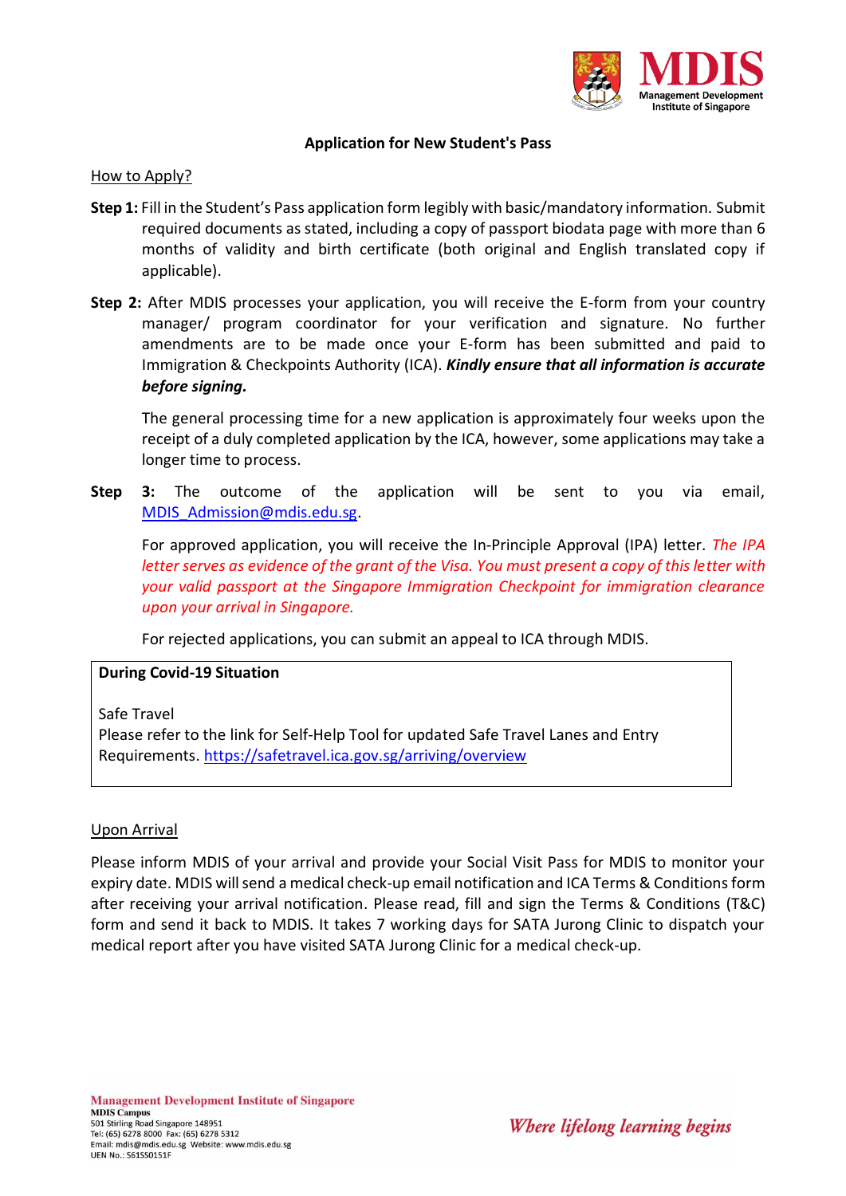# Application for New Student's Pass

## How to Apply?

**Step 1:** Fill in the Student's Pass application form legibly with basic/mandatory information. Submit required documents as stated, including a copy of passport biodata page with more than 6 months of validity and birth certificate (both original and English translated copy if applicable).

**Step 2:** After MDIS processes your application, you will receive the E-form from your country manager/ program coordinator for your verification and signature. No further amendments are to be made once your E-form has been submitted and paid to Immigration & Checkpoints Authority (ICA). ***Kindly ensure that all information is accurate before signing.***

The general processing time for a new application is approximately four weeks upon the receipt of a duly completed application by the ICA, however, some applications may take a longer time to process.

**Step 3:** The outcome of the application will be sent to you via email, MDIS_Admission@mdis.edu.sg.

For approved application, you will receive the In-Principle Approval (IPA) letter. *The IPA letter serves as evidence of the grant of the Visa. You must present a copy of this letter with your valid passport at the Singapore Immigration Checkpoint for immigration clearance upon your arrival in Singapore.*

For rejected applications, you can submit an appeal to ICA through MDIS.

**During Covid-19 Situation**

Safe Travel
Please refer to the link for Self-Help Tool for updated Safe Travel Lanes and Entry Requirements. https://safetravel.ica.gov.sg/arriving/overview

## Upon Arrival

Please inform MDIS of your arrival and provide your Social Visit Pass for MDIS to monitor your expiry date. MDIS will send a medical check-up email notification and ICA Terms & Conditions form after receiving your arrival notification. Please read, fill and sign the Terms & Conditions (T&C) form and send it back to MDIS. It takes 7 working days for SATA Jurong Clinic to dispatch your medical report after you have visited SATA Jurong Clinic for a medical check-up.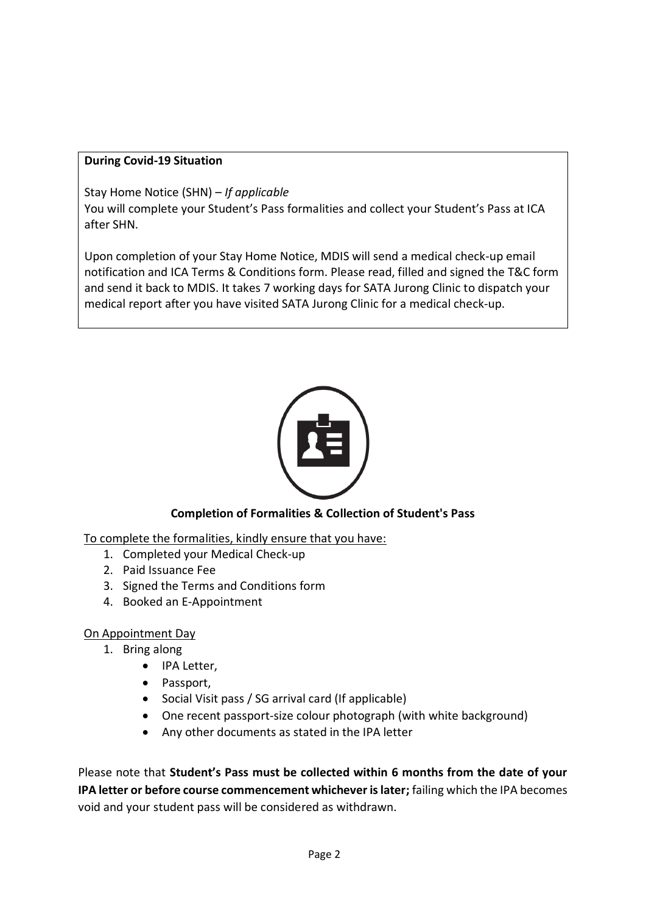**During Covid-19 Situation**

Stay Home Notice (SHN) – *If applicable*
You will complete your Student's Pass formalities and collect your Student's Pass at ICA after SHN.

Upon completion of your Stay Home Notice, MDIS will send a medical check-up email notification and ICA Terms & Conditions form. Please read, filled and signed the T&C form and send it back to MDIS. It takes 7 working days for SATA Jurong Clinic to dispatch your medical report after you have visited SATA Jurong Clinic for a medical check-up.

## Completion of Formalities & Collection of Student's Pass

To complete the formalities, kindly ensure that you have:

1. Completed your Medical Check-up
2. Paid Issuance Fee
3. Signed the Terms and Conditions form
4. Booked an E-Appointment

On Appointment Day

1. Bring along
   - IPA Letter,
   - Passport,
   - Social Visit pass / SG arrival card (If applicable)
   - One recent passport-size colour photograph (with white background)
   - Any other documents as stated in the IPA letter

Please note that **Student's Pass must be collected within 6 months from the date of your IPA letter or before course commencement whichever is later;** failing which the IPA becomes void and your student pass will be considered as withdrawn.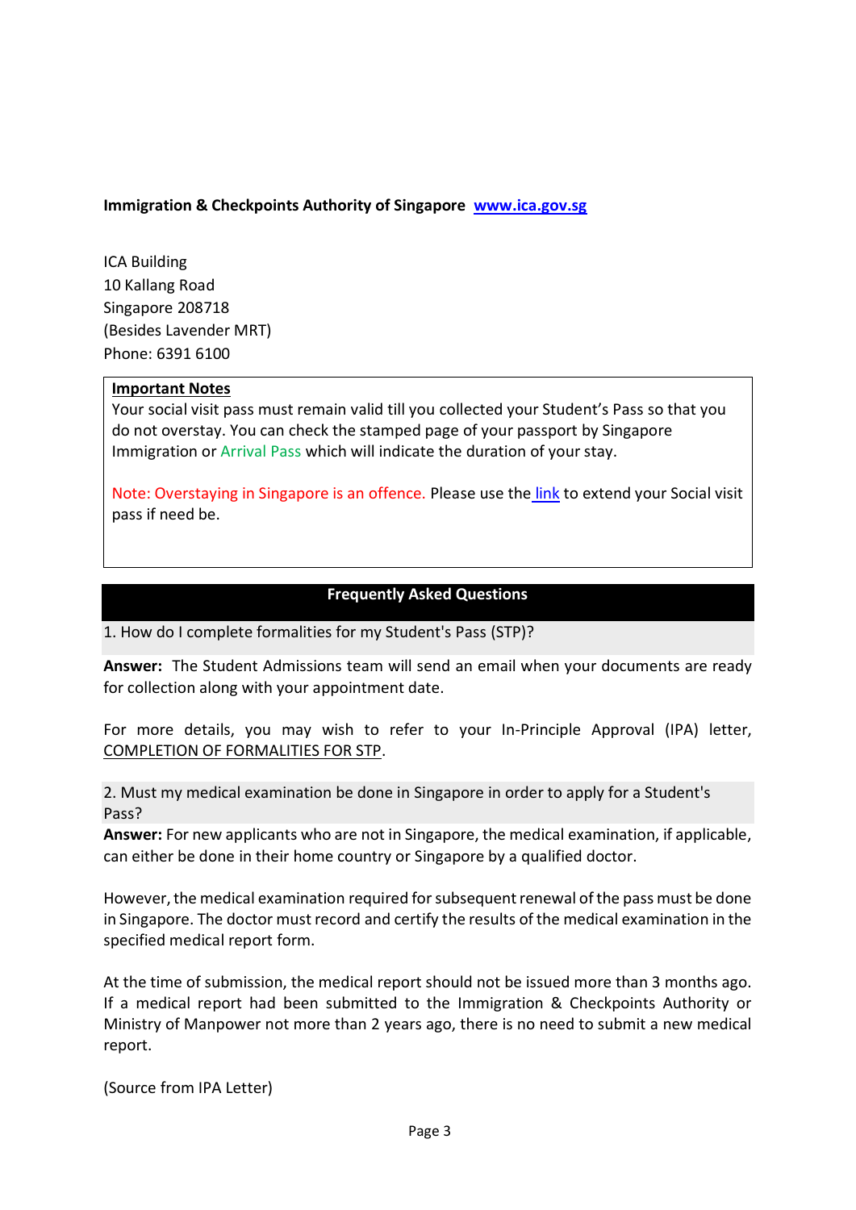**Immigration & Checkpoints Authority of Singapore** **www.ica.gov.sg**

ICA Building
10 Kallang Road
Singapore 208718
(Besides Lavender MRT)
Phone: 6391 6100

**Important Notes**

Your social visit pass must remain valid till you collected your Student's Pass so that you do not overstay. You can check the stamped page of your passport by Singapore Immigration or Arrival Pass which will indicate the duration of your stay.

Note: Overstaying in Singapore is an offence. Please use the link to extend your Social visit pass if need be.

## Frequently Asked Questions

1. How do I complete formalities for my Student's Pass (STP)?

**Answer:** The Student Admissions team will send an email when your documents are ready for collection along with your appointment date.

For more details, you may wish to refer to your In-Principle Approval (IPA) letter, COMPLETION OF FORMALITIES FOR STP.

2. Must my medical examination be done in Singapore in order to apply for a Student's Pass?

**Answer:** For new applicants who are not in Singapore, the medical examination, if applicable, can either be done in their home country or Singapore by a qualified doctor.

However, the medical examination required for subsequent renewal of the pass must be done in Singapore. The doctor must record and certify the results of the medical examination in the specified medical report form.

At the time of submission, the medical report should not be issued more than 3 months ago. If a medical report had been submitted to the Immigration & Checkpoints Authority or Ministry of Manpower not more than 2 years ago, there is no need to submit a new medical report.

(Source from IPA Letter)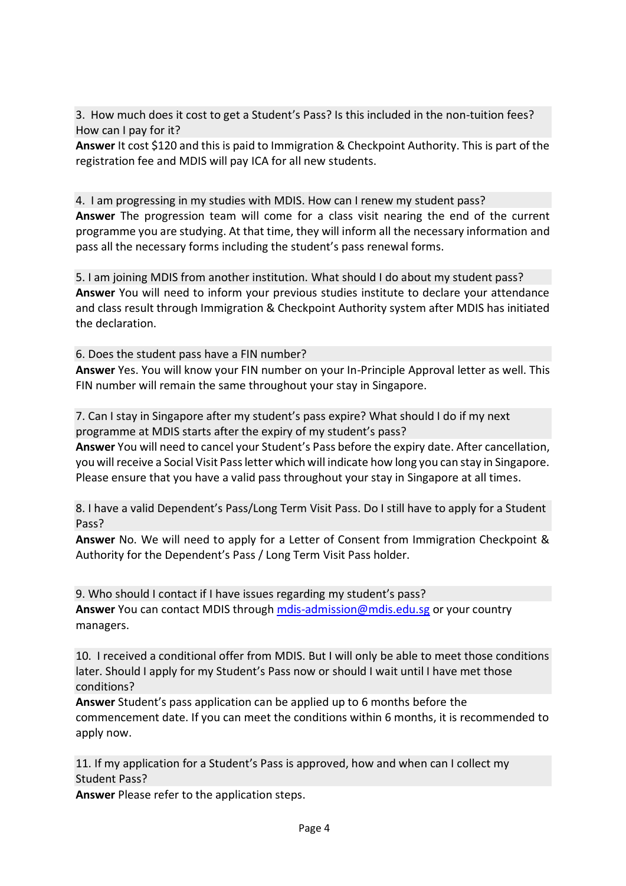3. How much does it cost to get a Student's Pass? Is this included in the non-tuition fees? How can I pay for it?

**Answer** It cost $120 and this is paid to Immigration & Checkpoint Authority. This is part of the registration fee and MDIS will pay ICA for all new students.

4. I am progressing in my studies with MDIS. How can I renew my student pass?

**Answer** The progression team will come for a class visit nearing the end of the current programme you are studying. At that time, they will inform all the necessary information and pass all the necessary forms including the student's pass renewal forms.

5. I am joining MDIS from another institution. What should I do about my student pass?

**Answer** You will need to inform your previous studies institute to declare your attendance and class result through Immigration & Checkpoint Authority system after MDIS has initiated the declaration.

6. Does the student pass have a FIN number?

**Answer** Yes. You will know your FIN number on your In-Principle Approval letter as well. This FIN number will remain the same throughout your stay in Singapore.

7. Can I stay in Singapore after my student's pass expire? What should I do if my next programme at MDIS starts after the expiry of my student's pass?

**Answer** You will need to cancel your Student's Pass before the expiry date. After cancellation, you will receive a Social Visit Pass letter which will indicate how long you can stay in Singapore. Please ensure that you have a valid pass throughout your stay in Singapore at all times.

8. I have a valid Dependent's Pass/Long Term Visit Pass. Do I still have to apply for a Student Pass?

**Answer** No. We will need to apply for a Letter of Consent from Immigration Checkpoint & Authority for the Dependent's Pass / Long Term Visit Pass holder.

9. Who should I contact if I have issues regarding my student's pass?

**Answer** You can contact MDIS through [mdis-admission@mdis.edu.sg](mailto:mdis-admission@mdis.edu.sg) or your country managers.

10. I received a conditional offer from MDIS. But I will only be able to meet those conditions later. Should I apply for my Student's Pass now or should I wait until I have met those conditions?

**Answer** Student's pass application can be applied up to 6 months before the commencement date. If you can meet the conditions within 6 months, it is recommended to apply now.

11. If my application for a Student's Pass is approved, how and when can I collect my Student Pass?

**Answer** Please refer to the application steps.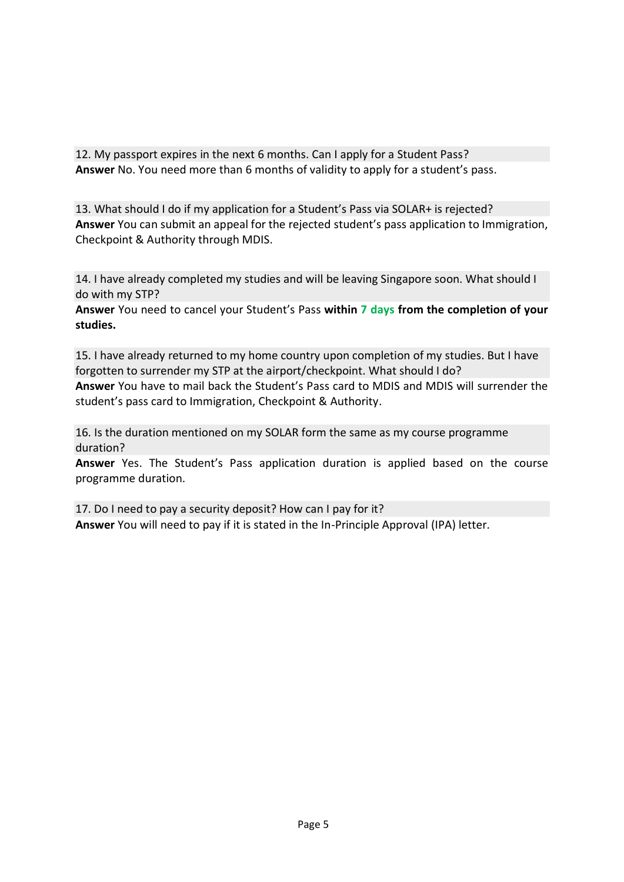12. My passport expires in the next 6 months. Can I apply for a Student Pass?

**Answer** No. You need more than 6 months of validity to apply for a student's pass.

13. What should I do if my application for a Student's Pass via SOLAR+ is rejected?

**Answer** You can submit an appeal for the rejected student's pass application to Immigration, Checkpoint & Authority through MDIS.

14. I have already completed my studies and will be leaving Singapore soon. What should I do with my STP?

**Answer** You need to cancel your Student's Pass **within 7 days from the completion of your studies.**

15. I have already returned to my home country upon completion of my studies. But I have forgotten to surrender my STP at the airport/checkpoint. What should I do?

**Answer** You have to mail back the Student's Pass card to MDIS and MDIS will surrender the student's pass card to Immigration, Checkpoint & Authority.

16. Is the duration mentioned on my SOLAR form the same as my course programme duration?

**Answer** Yes. The Student's Pass application duration is applied based on the course programme duration.

17. Do I need to pay a security deposit? How can I pay for it?

**Answer** You will need to pay if it is stated in the In-Principle Approval (IPA) letter.